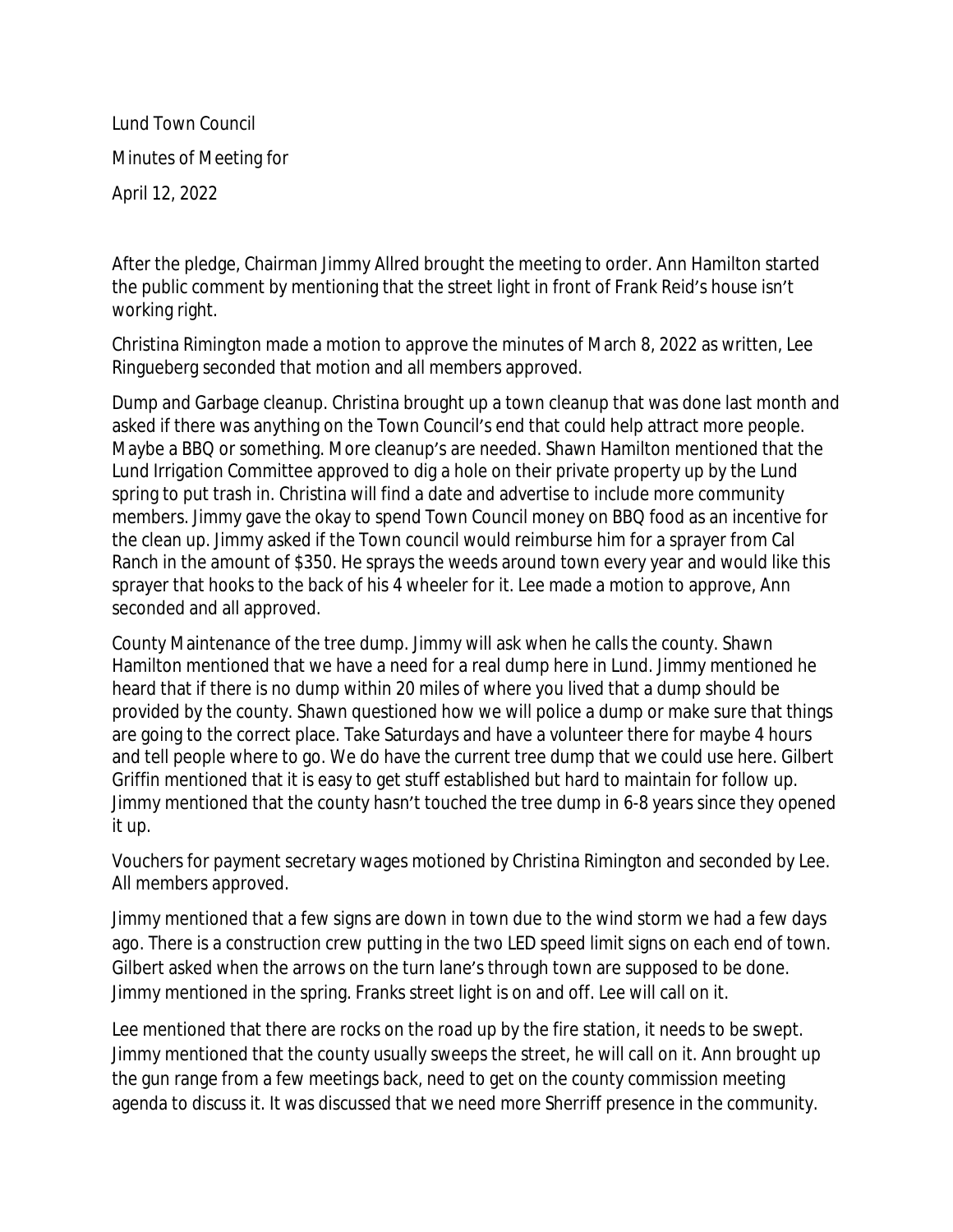Lund Town Council

Minutes of Meeting for

April 12, 2022

After the pledge, Chairman Jimmy Allred brought the meeting to order. Ann Hamilton started the public comment by mentioning that the street light in front of Frank Reid's house isn't working right.

Christina Rimington made a motion to approve the minutes of March 8, 2022 as written, Lee Ringueberg seconded that motion and all members approved.

Dump and Garbage cleanup. Christina brought up a town cleanup that was done last month and asked if there was anything on the Town Council's end that could help attract more people. Maybe a BBQ or something. More cleanup's are needed. Shawn Hamilton mentioned that the Lund Irrigation Committee approved to dig a hole on their private property up by the Lund spring to put trash in. Christina will find a date and advertise to include more community members. Jimmy gave the okay to spend Town Council money on BBQ food as an incentive for the clean up. Jimmy asked if the Town council would reimburse him for a sprayer from Cal Ranch in the amount of $350. He sprays the weeds around town every year and would like this sprayer that hooks to the back of his 4 wheeler for it. Lee made a motion to approve, Ann seconded and all approved.

County Maintenance of the tree dump. Jimmy will ask when he calls the county. Shawn Hamilton mentioned that we have a need for a real dump here in Lund. Jimmy mentioned he heard that if there is no dump within 20 miles of where you lived that a dump should be provided by the county. Shawn questioned how we will police a dump or make sure that things are going to the correct place. Take Saturdays and have a volunteer there for maybe 4 hours and tell people where to go. We do have the current tree dump that we could use here. Gilbert Griffin mentioned that it is easy to get stuff established but hard to maintain for follow up. Jimmy mentioned that the county hasn't touched the tree dump in 6-8 years since they opened it up.

Vouchers for payment secretary wages motioned by Christina Rimington and seconded by Lee. All members approved.

Jimmy mentioned that a few signs are down in town due to the wind storm we had a few days ago. There is a construction crew putting in the two LED speed limit signs on each end of town. Gilbert asked when the arrows on the turn lane's through town are supposed to be done. Jimmy mentioned in the spring. Franks street light is on and off. Lee will call on it.

Lee mentioned that there are rocks on the road up by the fire station, it needs to be swept. Jimmy mentioned that the county usually sweeps the street, he will call on it. Ann brought up the gun range from a few meetings back, need to get on the county commission meeting agenda to discuss it. It was discussed that we need more Sherriff presence in the community.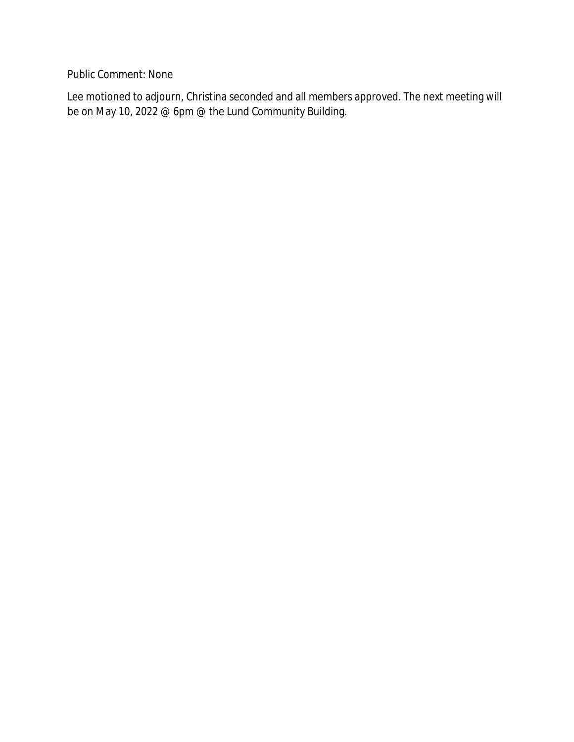Public Comment: None

Lee motioned to adjourn, Christina seconded and all members approved. The next meeting will be on May 10, 2022 @ 6pm @ the Lund Community Building.